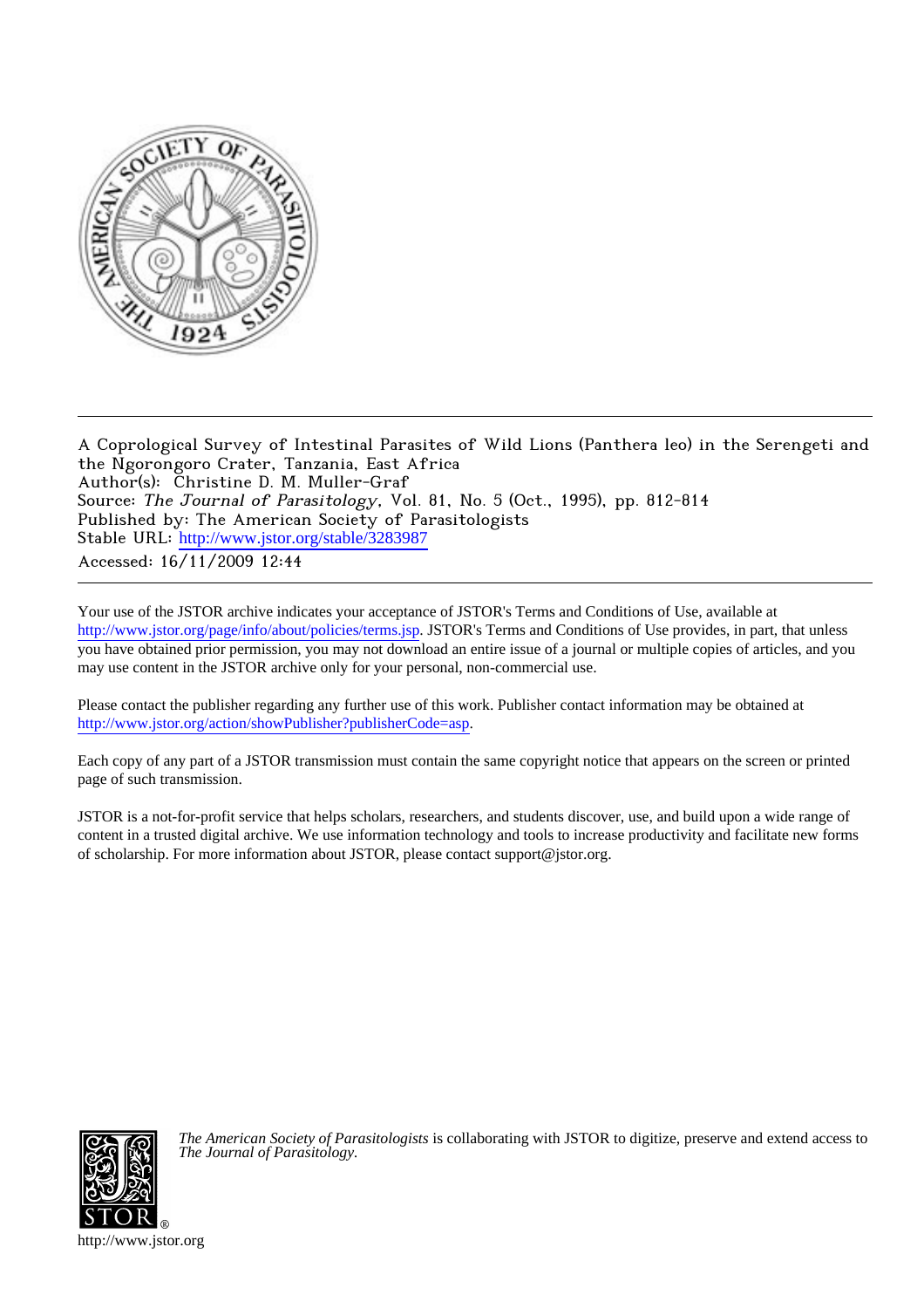A Coprological Survey of Intestinal Parasites of Wild Lions (Panthera leo) in the Serengeti and the Ngorongoro Crater, Tanzania, East Africa
Author(s): Christine D. M. Muller-Graf
Source: *The Journal of Parasitology*, Vol. 81, No. 5 (Oct., 1995), pp. 812-814
Published by: The American Society of Parasitologists
Stable URL: http://www.jstor.org/stable/3283987
Accessed: 16/11/2009 12:44

Your use of the JSTOR archive indicates your acceptance of JSTOR's Terms and Conditions of Use, available at http://www.jstor.org/page/info/about/policies/terms.jsp. JSTOR's Terms and Conditions of Use provides, in part, that unless you have obtained prior permission, you may not download an entire issue of a journal or multiple copies of articles, and you may use content in the JSTOR archive only for your personal, non-commercial use.

Please contact the publisher regarding any further use of this work. Publisher contact information may be obtained at http://www.jstor.org/action/showPublisher?publisherCode=asp.

Each copy of any part of a JSTOR transmission must contain the same copyright notice that appears on the screen or printed page of such transmission.

JSTOR is a not-for-profit service that helps scholars, researchers, and students discover, use, and build upon a wide range of content in a trusted digital archive. We use information technology and tools to increase productivity and facilitate new forms of scholarship. For more information about JSTOR, please contact support@jstor.org.

*The American Society of Parasitologists* is collaborating with JSTOR to digitize, preserve and extend access to *The Journal of Parasitology.*

http://www.jstor.org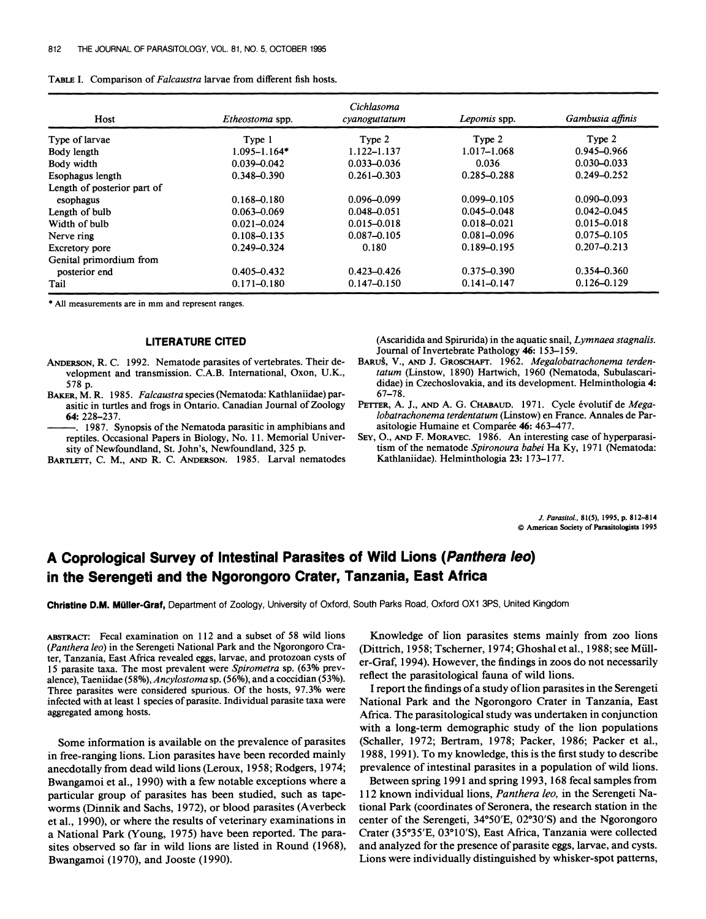TABLE I. Comparison of *Falcaustra* larvae from different fish hosts.

| Host | *Etheostoma* spp. | *Cichlasoma cyanoguttatum* | *Lepomis* spp. | *Gambusia affinis* |
|---|---|---|---|---|
| Type of larvae | Type 1 | Type 2 | Type 2 | Type 2 |
| Body length | 1.095–1.164* | 1.122–1.137 | 1.017–1.068 | 0.945–0.966 |
| Body width | 0.039–0.042 | 0.033–0.036 | 0.036 | 0.030–0.033 |
| Esophagus length | 0.348–0.390 | 0.261–0.303 | 0.285–0.288 | 0.249–0.252 |
| Length of posterior part of esophagus | 0.168–0.180 | 0.096–0.099 | 0.099–0.105 | 0.090–0.093 |
| Length of bulb | 0.063–0.069 | 0.048–0.051 | 0.045–0.048 | 0.042–0.045 |
| Width of bulb | 0.021–0.024 | 0.015–0.018 | 0.018–0.021 | 0.015–0.018 |
| Nerve ring | 0.108–0.135 | 0.087–0.105 | 0.081–0.096 | 0.075–0.105 |
| Excretory pore | 0.249–0.324 | 0.180 | 0.189–0.195 | 0.207–0.213 |
| Genital primordium from posterior end | 0.405–0.432 | 0.423–0.426 | 0.375–0.390 | 0.354–0.360 |
| Tail | 0.171–0.180 | 0.147–0.150 | 0.141–0.147 | 0.126–0.129 |

\* All measurements are in mm and represent ranges.

## LITERATURE CITED

ANDERSON, R. C. 1992. Nematode parasites of vertebrates. Their development and transmission. C.A.B. International, Oxon, U.K., 578 p.

BAKER, M. R. 1985. *Falcaustra* species (Nematoda: Kathlaniidae) parasitic in turtles and frogs in Ontario. Canadian Journal of Zoology **64:** 228–237.

———. 1987. Synopsis of the Nematoda parasitic in amphibians and reptiles. Occasional Papers in Biology, No. 11. Memorial University of Newfoundland, St. John's, Newfoundland, 325 p.

BARTLETT, C. M., AND R. C. ANDERSON. 1985. Larval nematodes (Ascaridida and Spirurida) in the aquatic snail, *Lymnaea stagnalis*. Journal of Invertebrate Pathology **46:** 153–159.

BARUŠ, V., AND J. GROSCHAFT. 1962. *Megalobatrachonema terdentatum* (Linstow, 1890) Hartwich, 1960 (Nematoda, Subulascarididae) in Czechoslovakia, and its development. Helminthologia **4:** 67–78.

PETTER, A. J., AND A. G. CHABAUD. 1971. Cycle évolutif de *Megalobatrachonema terdentatum* (Linstow) en France. Annales de Parasitologie Humaine et Comparée **46:** 463–477.

SEY, O., AND F. MORAVEC. 1986. An interesting case of hyperparasitism of the nematode *Spironoura babei* Ha Ky, 1971 (Nematoda: Kathlaniidae). Helminthologia **23:** 173–177.

*J. Parasitol.*, 81(5), 1995, p. 812–814
© American Society of Parasitologists 1995

# A Coprological Survey of Intestinal Parasites of Wild Lions (*Panthera leo*) in the Serengeti and the Ngorongoro Crater, Tanzania, East Africa

**Christine D.M. Müller-Graf,** Department of Zoology, University of Oxford, South Parks Road, Oxford OX1 3PS, United Kingdom

ABSTRACT: Fecal examination on 112 and a subset of 58 wild lions (*Panthera leo*) in the Serengeti National Park and the Ngorongoro Crater, Tanzania, East Africa revealed eggs, larvae, and protozoan cysts of 15 parasite taxa. The most prevalent were *Spirometra* sp. (63% prevalence), Taeniidae (58%), *Ancylostoma* sp. (56%), and a coccidian (53%). Three parasites were considered spurious. Of the hosts, 97.3% were infected with at least 1 species of parasite. Individual parasite taxa were aggregated among hosts.

Some information is available on the prevalence of parasites in free-ranging lions. Lion parasites have been recorded mainly anecdotally from dead wild lions (Leroux, 1958; Rodgers, 1974; Bwangamoi et al., 1990) with a few notable exceptions where a particular group of parasites has been studied, such as tapeworms (Dinnik and Sachs, 1972), or blood parasites (Averbeck et al., 1990), or where the results of veterinary examinations in a National Park (Young, 1975) have been reported. The parasites observed so far in wild lions are listed in Round (1968), Bwangamoi (1970), and Jooste (1990).

Knowledge of lion parasites stems mainly from zoo lions (Dittrich, 1958; Tscherner, 1974; Ghoshal et al., 1988; see Müller-Graf, 1994). However, the findings in zoos do not necessarily reflect the parasitological fauna of wild lions.

I report the findings of a study of lion parasites in the Serengeti National Park and the Ngorongoro Crater in Tanzania, East Africa. The parasitological study was undertaken in conjunction with a long-term demographic study of the lion populations (Schaller, 1972; Bertram, 1978; Packer, 1986; Packer et al., 1988, 1991). To my knowledge, this is the first study to describe prevalence of intestinal parasites in a population of wild lions.

Between spring 1991 and spring 1993, 168 fecal samples from 112 known individual lions, *Panthera leo*, in the Serengeti National Park (coordinates of Seronera, the research station in the center of the Serengeti, 34°50′E, 02°30′S) and the Ngorongoro Crater (35°35′E, 03°10′S), East Africa, Tanzania were collected and analyzed for the presence of parasite eggs, larvae, and cysts. Lions were individually distinguished by whisker-spot patterns,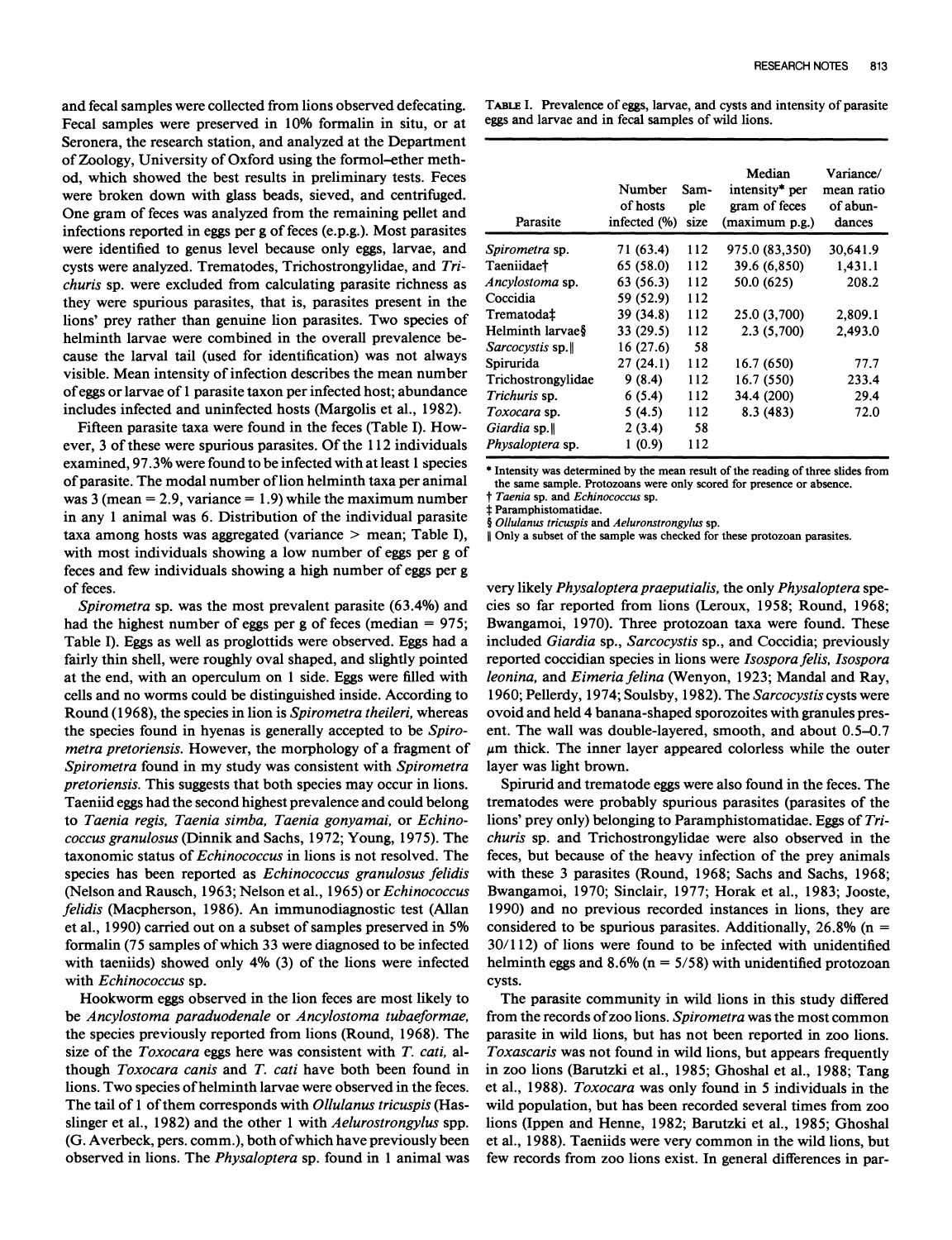and fecal samples were collected from lions observed defecating. Fecal samples were preserved in 10% formalin in situ, or at Seronera, the research station, and analyzed at the Department of Zoology, University of Oxford using the formol–ether method, which showed the best results in preliminary tests. Feces were broken down with glass beads, sieved, and centrifuged. One gram of feces was analyzed from the remaining pellet and infections reported in eggs per g of feces (e.p.g.). Most parasites were identified to genus level because only eggs, larvae, and cysts were analyzed. Trematodes, Trichostrongylidae, and *Trichuris* sp. were excluded from calculating parasite richness as they were spurious parasites, that is, parasites present in the lions' prey rather than genuine lion parasites. Two species of helminth larvae were combined in the overall prevalence because the larval tail (used for identification) was not always visible. Mean intensity of infection describes the mean number of eggs or larvae of 1 parasite taxon per infected host; abundance includes infected and uninfected hosts (Margolis et al., 1982).

Fifteen parasite taxa were found in the feces (Table I). However, 3 of these were spurious parasites. Of the 112 individuals examined, 97.3% were found to be infected with at least 1 species of parasite. The modal number of lion helminth taxa per animal was 3 (mean = 2.9, variance = 1.9) while the maximum number in any 1 animal was 6. Distribution of the individual parasite taxa among hosts was aggregated (variance > mean; Table I), with most individuals showing a low number of eggs per g of feces and few individuals showing a high number of eggs per g of feces.

*Spirometra* sp. was the most prevalent parasite (63.4%) and had the highest number of eggs per g of feces (median = 975; Table I). Eggs as well as proglottids were observed. Eggs had a fairly thin shell, were roughly oval shaped, and slightly pointed at the end, with an operculum on 1 side. Eggs were filled with cells and no worms could be distinguished inside. According to Round (1968), the species in lion is *Spirometra theileri*, whereas the species found in hyenas is generally accepted to be *Spirometra pretoriensis*. However, the morphology of a fragment of *Spirometra* found in my study was consistent with *Spirometra pretoriensis*. This suggests that both species may occur in lions. Taeniid eggs had the second highest prevalence and could belong to *Taenia regis, Taenia simba, Taenia gonyamai*, or *Echinococcus granulosus* (Dinnik and Sachs, 1972; Young, 1975). The taxonomic status of *Echinococcus* in lions is not resolved. The species has been reported as *Echinococcus granulosus felidis* (Nelson and Rausch, 1963; Nelson et al., 1965) or *Echinococcus felidis* (Macpherson, 1986). An immunodiagnostic test (Allan et al., 1990) carried out on a subset of samples preserved in 5% formalin (75 samples of which 33 were diagnosed to be infected with taeniids) showed only 4% (3) of the lions were infected with *Echinococcus* sp.

Hookworm eggs observed in the lion feces are most likely to be *Ancylostoma paraduodenale* or *Ancylostoma tubaeformae*, the species previously reported from lions (Round, 1968). The size of the *Toxocara* eggs here was consistent with *T. cati*, although *Toxocara canis* and *T. cati* have both been found in lions. Two species of helminth larvae were observed in the feces. The tail of 1 of them corresponds with *Ollulanus tricuspis* (Hasslinger et al., 1982) and the other 1 with *Aelurostrongylus* spp. (G. Averbeck, pers. comm.), both of which have previously been observed in lions. The *Physaloptera* sp. found in 1 animal was very likely *Physaloptera praeputialis*, the only *Physaloptera* species so far reported from lions (Leroux, 1958; Round, 1968; Bwangamoi, 1970). Three protozoan taxa were found. These included *Giardia* sp., *Sarcocystis* sp., and Coccidia; previously reported coccidian species in lions were *Isospora felis, Isospora leonina*, and *Eimeria felina* (Wenyon, 1923; Mandal and Ray, 1960; Pellerdy, 1974; Soulsby, 1982). The *Sarcocystis* cysts were ovoid and held 4 banana-shaped sporozoites with granules present. The wall was double-layered, smooth, and about 0.5–0.7 μm thick. The inner layer appeared colorless while the outer layer was light brown.

Spirurid and trematode eggs were also found in the feces. The trematodes were probably spurious parasites (parasites of the lions' prey only) belonging to Paramphistomatidae. Eggs of *Trichuris* sp. and Trichostrongylidae were also observed in the feces, but because of the heavy infection of the prey animals with these 3 parasites (Round, 1968; Sachs and Sachs, 1968; Bwangamoi, 1970; Sinclair, 1977; Horak et al., 1983; Jooste, 1990) and no previous recorded instances in lions, they are considered to be spurious parasites. Additionally, 26.8% (n = 30/112) of lions were found to be infected with unidentified helminth eggs and 8.6% (n = 5/58) with unidentified protozoan cysts.

The parasite community in wild lions in this study differed from the records of zoo lions. *Spirometra* was the most common parasite in wild lions, but has not been reported in zoo lions. *Toxascaris* was not found in wild lions, but appears frequently in zoo lions (Barutzki et al., 1985; Ghoshal et al., 1988; Tang et al., 1988). *Toxocara* was only found in 5 individuals in the wild population, but has been recorded several times from zoo lions (Ippen and Henne, 1982; Barutzki et al., 1985; Ghoshal et al., 1988). Taeniids were very common in the wild lions, but few records from zoo lions exist. In general differences in par-

TABLE I. Prevalence of eggs, larvae, and cysts and intensity of parasite eggs and larvae and in fecal samples of wild lions.

| Parasite | Number of hosts infected (%) | Sample size | Median intensity* per gram of feces (maximum p.g.) | Variance/mean ratio of abundances |
|---|---|---|---|---|
| *Spirometra* sp. | 71 (63.4) | 112 | 975.0 (83,350) | 30,641.9 |
| Taeniidae† | 65 (58.0) | 112 | 39.6 (6,850) | 1,431.1 |
| *Ancylostoma* sp. | 63 (56.3) | 112 | 50.0 (625) | 208.2 |
| Coccidia | 59 (52.9) | 112 | | |
| Trematoda‡ | 39 (34.8) | 112 | 25.0 (3,700) | 2,809.1 |
| Helminth larvae§ | 33 (29.5) | 112 | 2.3 (5,700) | 2,493.0 |
| *Sarcocystis* sp.‖ | 16 (27.6) | 58 | | |
| Spirurida | 27 (24.1) | 112 | 16.7 (650) | 77.7 |
| Trichostrongylidae | 9 (8.4) | 112 | 16.7 (550) | 233.4 |
| *Trichuris* sp. | 6 (5.4) | 112 | 34.4 (200) | 29.4 |
| *Toxocara* sp. | 5 (4.5) | 112 | 8.3 (483) | 72.0 |
| *Giardia* sp.‖ | 2 (3.4) | 58 | | |
| *Physaloptera* sp. | 1 (0.9) | 112 | | |

\* Intensity was determined by the mean result of the reading of three slides from the same sample. Protozoans were only scored for presence or absence.
† *Taenia* sp. and *Echinococcus* sp.
‡ Paramphistomatidae.
§ *Ollulanus tricuspis* and *Aeluronstrongylus* sp.
‖ Only a subset of the sample was checked for these protozoan parasites.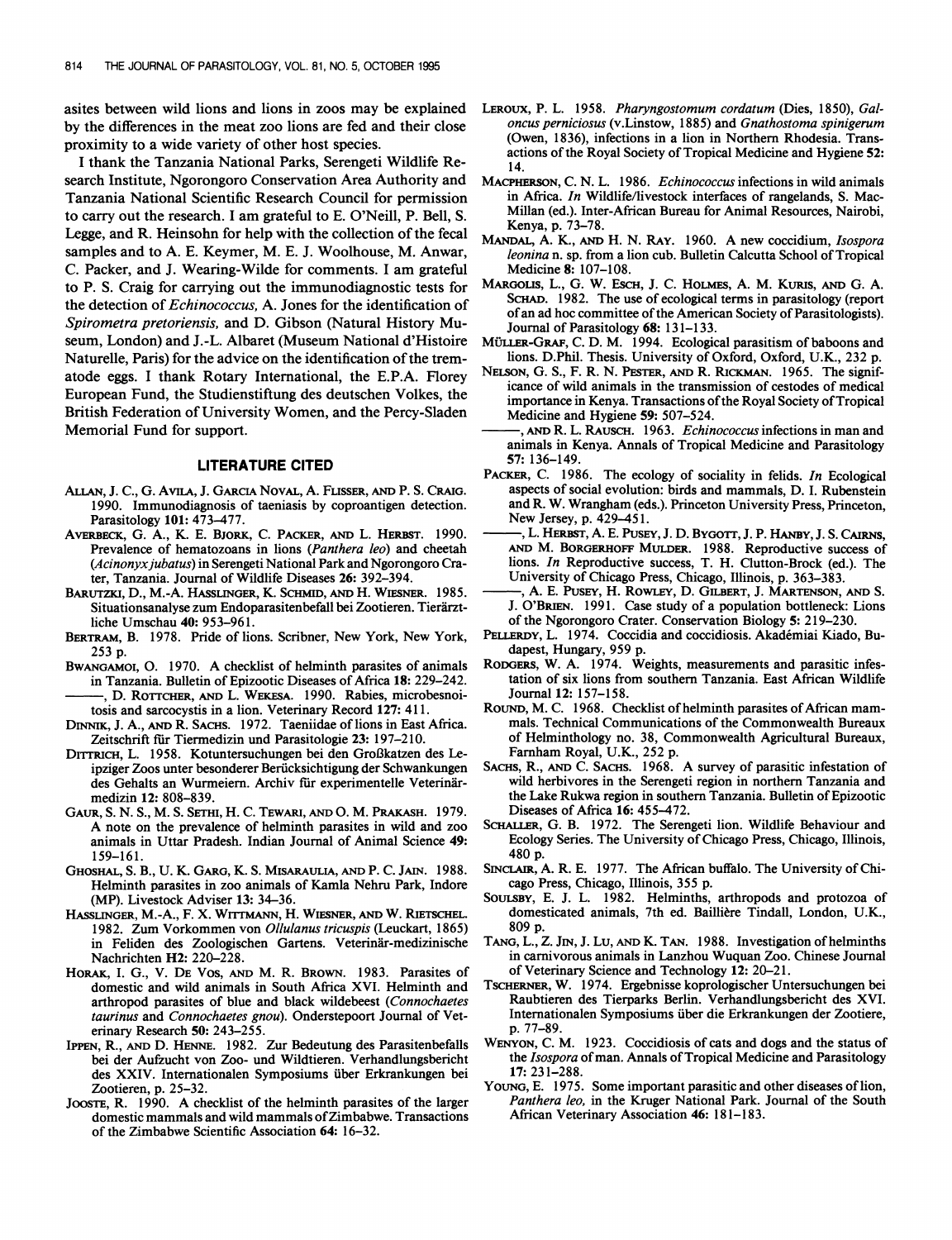asites between wild lions and lions in zoos may be explained by the differences in the meat zoo lions are fed and their close proximity to a wide variety of other host species.

I thank the Tanzania National Parks, Serengeti Wildlife Research Institute, Ngorongoro Conservation Area Authority and Tanzania National Scientific Research Council for permission to carry out the research. I am grateful to E. O'Neill, P. Bell, S. Legge, and R. Heinsohn for help with the collection of the fecal samples and to A. E. Keymer, M. E. J. Woolhouse, M. Anwar, C. Packer, and J. Wearing-Wilde for comments. I am grateful to P. S. Craig for carrying out the immunodiagnostic tests for the detection of *Echinococcus,* A. Jones for the identification of *Spirometra pretoriensis,* and D. Gibson (Natural History Museum, London) and J.-L. Albaret (Museum National d'Histoire Naturelle, Paris) for the advice on the identification of the trematode eggs. I thank Rotary International, the E.P.A. Florey European Fund, the Studienstiftung des deutschen Volkes, the British Federation of University Women, and the Percy-Sladen Memorial Fund for support.

## LITERATURE CITED

ALLAN, J. C., G. AVILA, J. GARCIA NOVAL, A. FLISSER, AND P. S. CRAIG. 1990. Immunodiagnosis of taeniasis by coproantigen detection. Parasitology **101:** 473–477.

AVERBECK, G. A., K. E. BJORK, C. PACKER, AND L. HERBST. 1990. Prevalence of hematozoans in lions (*Panthera leo*) and cheetah (*Acinonyx jubatus*) in Serengeti National Park and Ngorongoro Crater, Tanzania. Journal of Wildlife Diseases **26:** 392–394.

BARUTZKI, D., M.-A. HASSLINGER, K. SCHMID, AND H. WIESNER. 1985. Situationsanalyse zum Endoparasitenbefall bei Zootieren. Tierärztliche Umschau **40:** 953–961.

BERTRAM, B. 1978. Pride of lions. Scribner, New York, New York, 253 p.

BWANGAMOI, O. 1970. A checklist of helminth parasites of animals in Tanzania. Bulletin of Epizootic Diseases of Africa **18:** 229–242.

———, D. ROTTCHER, AND L. WEKESA. 1990. Rabies, microbesnoitosis and sarcocystis in a lion. Veterinary Record **127:** 411.

DINNIK, J. A., AND R. SACHS. 1972. Taeniidae of lions in East Africa. Zeitschrift für Tiermedizin und Parasitologie **23:** 197–210.

DITTRICH, L. 1958. Kotuntersuchungen bei den Großkatzen des Leipziger Zoos unter besonderer Berücksichtigung der Schwankungen des Gehalts an Wurmeiern. Archiv für experimentelle Veterinärmedizin **12:** 808–839.

GAUR, S. N. S., M. S. SETHI, H. C. TEWARI, AND O. M. PRAKASH. 1979. A note on the prevalence of helminth parasites in wild and zoo animals in Uttar Pradesh. Indian Journal of Animal Science **49:** 159–161.

GHOSHAL, S. B., U. K. GARG, K. S. MISARAULIA, AND P. C. JAIN. 1988. Helminth parasites in zoo animals of Kamla Nehru Park, Indore (MP). Livestock Adviser **13:** 34–36.

HASSLINGER, M.-A., F. X. WITTMANN, H. WIESNER, AND W. RIETSCHEL. 1982. Zum Vorkommen von *Ollulanus tricuspis* (Leuckart, 1865) in Feliden des Zoologischen Gartens. Veterinär-medizinische Nachrichten **H2:** 220–228.

HORAK, I. G., V. DE VOS, AND M. R. BROWN. 1983. Parasites of domestic and wild animals in South Africa XVI. Helminth and arthropod parasites of blue and black wildebeest (*Connochaetes taurinus* and *Connochaetes gnou*). Onderstepoort Journal of Veterinary Research **50:** 243–255.

IPPEN, R., AND D. HENNE. 1982. Zur Bedeutung des Parasitenbefalls bei der Aufzucht von Zoo- und Wildtieren. Verhandlungsbericht des XXIV. Internationalen Symposiums über Erkrankungen bei Zootieren, p. 25–32.

JOOSTE, R. 1990. A checklist of the helminth parasites of the larger domestic mammals and wild mammals of Zimbabwe. Transactions of the Zimbabwe Scientific Association **64:** 16–32.

LEROUX, P. L. 1958. *Pharyngostomum cordatum* (Dies, 1850), *Galoncus perniciosus* (v.Linstow, 1885) and *Gnathostoma spinigerum* (Owen, 1836), infections in a lion in Northern Rhodesia. Transactions of the Royal Society of Tropical Medicine and Hygiene **52:** 14.

MACPHERSON, C. N. L. 1986. *Echinococcus* infections in wild animals in Africa. *In* Wildlife/livestock interfaces of rangelands, S. MacMillan (ed.). Inter-African Bureau for Animal Resources, Nairobi, Kenya, p. 73–78.

MANDAL, A. K., AND H. N. RAY. 1960. A new coccidium, *Isospora leonina* n. sp. from a lion cub. Bulletin Calcutta School of Tropical Medicine **8:** 107–108.

MARGOLIS, L., G. W. ESCH, J. C. HOLMES, A. M. KURIS, AND G. A. SCHAD. 1982. The use of ecological terms in parasitology (report of an ad hoc committee of the American Society of Parasitologists). Journal of Parasitology **68:** 131–133.

MÜLLER-GRAF, C. D. M. 1994. Ecological parasitism of baboons and lions. D.Phil. Thesis. University of Oxford, Oxford, U.K., 232 p.

NELSON, G. S., F. R. N. PESTER, AND R. RICKMAN. 1965. The significance of wild animals in the transmission of cestodes of medical importance in Kenya. Transactions of the Royal Society of Tropical Medicine and Hygiene **59:** 507–524.

———, AND R. L. RAUSCH. 1963. *Echinococcus* infections in man and animals in Kenya. Annals of Tropical Medicine and Parasitology **57:** 136–149.

PACKER, C. 1986. The ecology of sociality in felids. *In* Ecological aspects of social evolution: birds and mammals, D. I. Rubenstein and R. W. Wrangham (eds.). Princeton University Press, Princeton, New Jersey, p. 429–451.

———, L. HERBST, A. E. PUSEY, J. D. BYGOTT, J. P. HANBY, J. S. CAIRNS, AND M. BORGERHOFF MULDER. 1988. Reproductive success of lions. *In* Reproductive success, T. H. Clutton-Brock (ed.). The University of Chicago Press, Chicago, Illinois, p. 363–383.

———, A. E. PUSEY, H. ROWLEY, D. GILBERT, J. MARTENSON, AND S. J. O'BRIEN. 1991. Case study of a population bottleneck: Lions of the Ngorongoro Crater. Conservation Biology **5:** 219–230.

PELLERDY, L. 1974. Coccidia and coccidiosis. Akadémiai Kiado, Budapest, Hungary, 959 p.

RODGERS, W. A. 1974. Weights, measurements and parasitic infestation of six lions from southern Tanzania. East African Wildlife Journal **12:** 157–158.

ROUND, M. C. 1968. Checklist of helminth parasites of African mammals. Technical Communications of the Commonwealth Bureaux of Helminthology no. 38, Commonwealth Agricultural Bureaux, Farnham Royal, U.K., 252 p.

SACHS, R., AND C. SACHS. 1968. A survey of parasitic infestation of wild herbivores in the Serengeti region in northern Tanzania and the Lake Rukwa region in southern Tanzania. Bulletin of Epizootic Diseases of Africa **16:** 455–472.

SCHALLER, G. B. 1972. The Serengeti lion. Wildlife Behaviour and Ecology Series. The University of Chicago Press, Chicago, Illinois, 480 p.

SINCLAIR, A. R. E. 1977. The African buffalo. The University of Chicago Press, Chicago, Illinois, 355 p.

SOULSBY, E. J. L. 1982. Helminths, arthropods and protozoa of domesticated animals, 7th ed. Baillière Tindall, London, U.K., 809 p.

TANG, L., Z. JIN, J. LU, AND K. TAN. 1988. Investigation of helminths in carnivorous animals in Lanzhou Wuquan Zoo. Chinese Journal of Veterinary Science and Technology **12:** 20–21.

TSCHERNER, W. 1974. Ergebnisse koprologischer Untersuchungen bei Raubtieren des Tierparks Berlin. Verhandlungsbericht des XVI. Internationalen Symposiums über die Erkrankungen der Zootiere, p. 77–89.

WENYON, C. M. 1923. Coccidiosis of cats and dogs and the status of the *Isospora* of man. Annals of Tropical Medicine and Parasitology **17:** 231–288.

YOUNG, E. 1975. Some important parasitic and other diseases of lion, *Panthera leo,* in the Kruger National Park. Journal of the South African Veterinary Association **46:** 181–183.